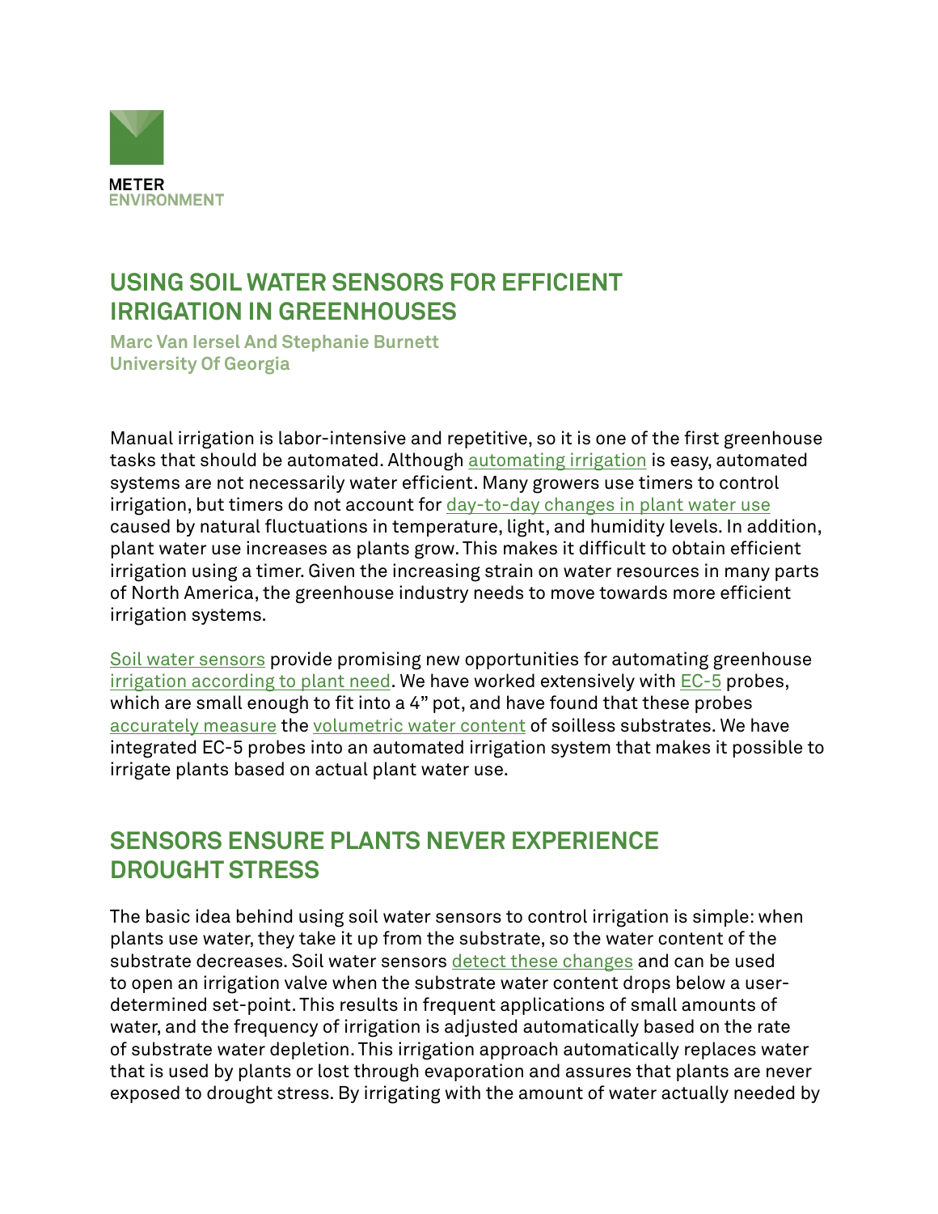METER ENVIRONMENT

# USING SOIL WATER SENSORS FOR EFFICIENT IRRIGATION IN GREENHOUSES

**Marc Van Iersel And Stephanie Burnett**
**University Of Georgia**

Manual irrigation is labor-intensive and repetitive, so it is one of the first greenhouse tasks that should be automated. Although automating irrigation is easy, automated systems are not necessarily water efficient. Many growers use timers to control irrigation, but timers do not account for day-to-day changes in plant water use caused by natural fluctuations in temperature, light, and humidity levels. In addition, plant water use increases as plants grow. This makes it difficult to obtain efficient irrigation using a timer. Given the increasing strain on water resources in many parts of North America, the greenhouse industry needs to move towards more efficient irrigation systems.

Soil water sensors provide promising new opportunities for automating greenhouse irrigation according to plant need. We have worked extensively with EC-5 probes, which are small enough to fit into a 4" pot, and have found that these probes accurately measure the volumetric water content of soilless substrates. We have integrated EC-5 probes into an automated irrigation system that makes it possible to irrigate plants based on actual plant water use.

## SENSORS ENSURE PLANTS NEVER EXPERIENCE DROUGHT STRESS

The basic idea behind using soil water sensors to control irrigation is simple: when plants use water, they take it up from the substrate, so the water content of the substrate decreases. Soil water sensors detect these changes and can be used to open an irrigation valve when the substrate water content drops below a user-determined set-point. This results in frequent applications of small amounts of water, and the frequency of irrigation is adjusted automatically based on the rate of substrate water depletion. This irrigation approach automatically replaces water that is used by plants or lost through evaporation and assures that plants are never exposed to drought stress. By irrigating with the amount of water actually needed by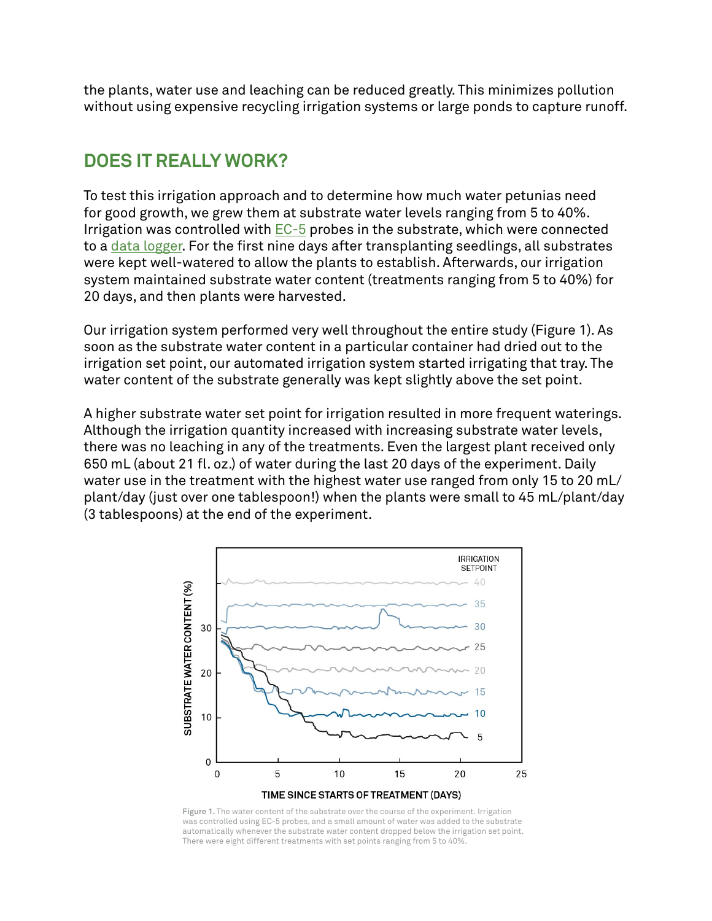the plants, water use and leaching can be reduced greatly. This minimizes pollution without using expensive recycling irrigation systems or large ponds to capture runoff.

## DOES IT REALLY WORK?

To test this irrigation approach and to determine how much water petunias need for good growth, we grew them at substrate water levels ranging from 5 to 40%. Irrigation was controlled with EC-5 probes in the substrate, which were connected to a data logger. For the first nine days after transplanting seedlings, all substrates were kept well-watered to allow the plants to establish. Afterwards, our irrigation system maintained substrate water content (treatments ranging from 5 to 40%) for 20 days, and then plants were harvested.

Our irrigation system performed very well throughout the entire study (Figure 1). As soon as the substrate water content in a particular container had dried out to the irrigation set point, our automated irrigation system started irrigating that tray. The water content of the substrate generally was kept slightly above the set point.

A higher substrate water set point for irrigation resulted in more frequent waterings. Although the irrigation quantity increased with increasing substrate water levels, there was no leaching in any of the treatments. Even the largest plant received only 650 mL (about 21 fl. oz.) of water during the last 20 days of the experiment. Daily water use in the treatment with the highest water use ranged from only 15 to 20 mL/plant/day (just over one tablespoon!) when the plants were small to 45 mL/plant/day (3 tablespoons) at the end of the experiment.

**Figure 1.** The water content of the substrate over the course of the experiment. Irrigation was controlled using EC-5 probes, and a small amount of water was added to the substrate automatically whenever the substrate water content dropped below the irrigation set point. There were eight different treatments with set points ranging from 5 to 40%.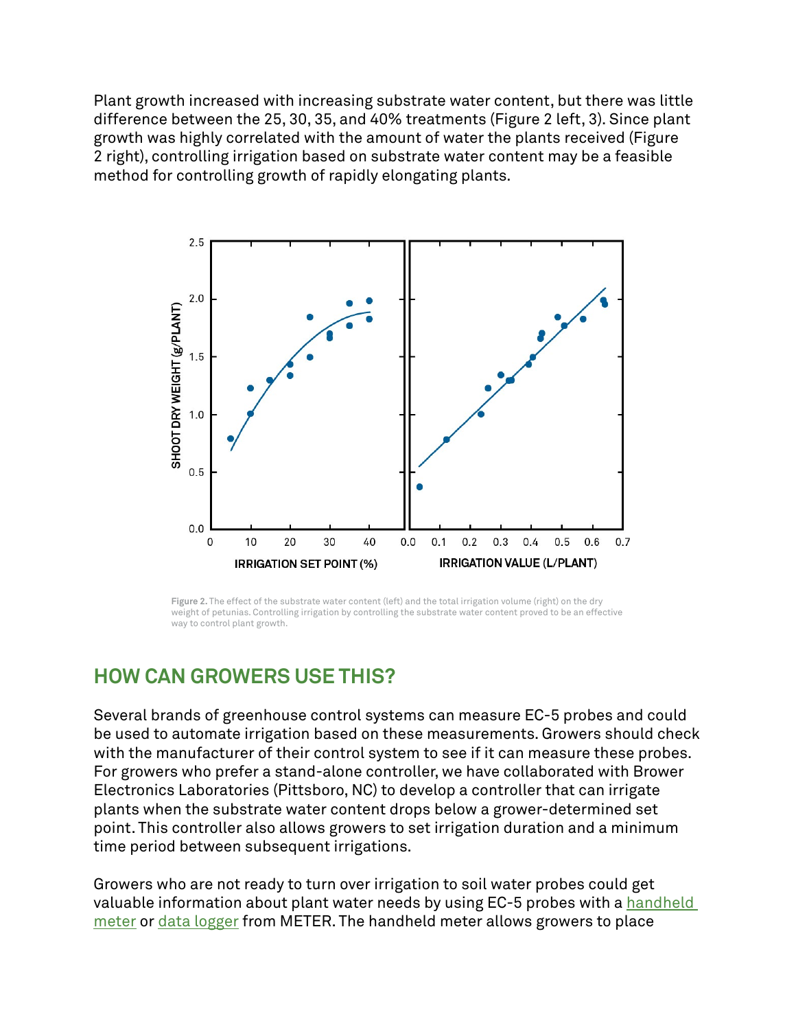Plant growth increased with increasing substrate water content, but there was little difference between the 25, 30, 35, and 40% treatments (Figure 2 left, 3). Since plant growth was highly correlated with the amount of water the plants received (Figure 2 right), controlling irrigation based on substrate water content may be a feasible method for controlling growth of rapidly elongating plants.

**Figure 2.** The effect of the substrate water content (left) and the total irrigation volume (right) on the dry weight of petunias. Controlling irrigation by controlling the substrate water content proved to be an effective way to control plant growth.

## HOW CAN GROWERS USE THIS?

Several brands of greenhouse control systems can measure EC-5 probes and could be used to automate irrigation based on these measurements. Growers should check with the manufacturer of their control system to see if it can measure these probes. For growers who prefer a stand-alone controller, we have collaborated with Brower Electronics Laboratories (Pittsboro, NC) to develop a controller that can irrigate plants when the substrate water content drops below a grower-determined set point. This controller also allows growers to set irrigation duration and a minimum time period between subsequent irrigations.

Growers who are not ready to turn over irrigation to soil water probes could get valuable information about plant water needs by using EC-5 probes with a handheld meter or data logger from METER. The handheld meter allows growers to place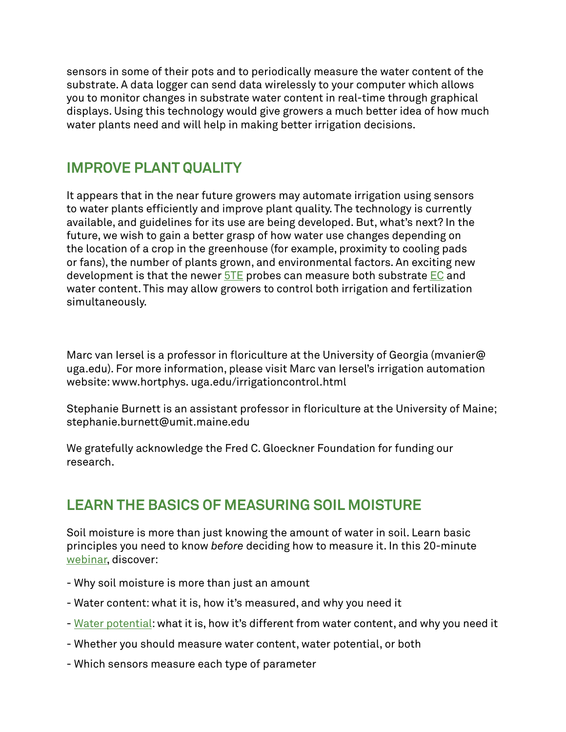sensors in some of their pots and to periodically measure the water content of the substrate. A data logger can send data wirelessly to your computer which allows you to monitor changes in substrate water content in real-time through graphical displays. Using this technology would give growers a much better idea of how much water plants need and will help in making better irrigation decisions.

## IMPROVE PLANT QUALITY

It appears that in the near future growers may automate irrigation using sensors to water plants efficiently and improve plant quality. The technology is currently available, and guidelines for its use are being developed. But, what's next? In the future, we wish to gain a better grasp of how water use changes depending on the location of a crop in the greenhouse (for example, proximity to cooling pads or fans), the number of plants grown, and environmental factors. An exciting new development is that the newer 5TE probes can measure both substrate EC and water content. This may allow growers to control both irrigation and fertilization simultaneously.

Marc van Iersel is a professor in floriculture at the University of Georgia (mvanier@uga.edu). For more information, please visit Marc van Iersel's irrigation automation website: www.hortphys. uga.edu/irrigationcontrol.html

Stephanie Burnett is an assistant professor in floriculture at the University of Maine; stephanie.burnett@umit.maine.edu

We gratefully acknowledge the Fred C. Gloeckner Foundation for funding our research.

## LEARN THE BASICS OF MEASURING SOIL MOISTURE

Soil moisture is more than just knowing the amount of water in soil. Learn basic principles you need to know *before* deciding how to measure it. In this 20-minute webinar, discover:

- Why soil moisture is more than just an amount
- Water content: what it is, how it's measured, and why you need it
- Water potential: what it is, how it's different from water content, and why you need it
- Whether you should measure water content, water potential, or both
- Which sensors measure each type of parameter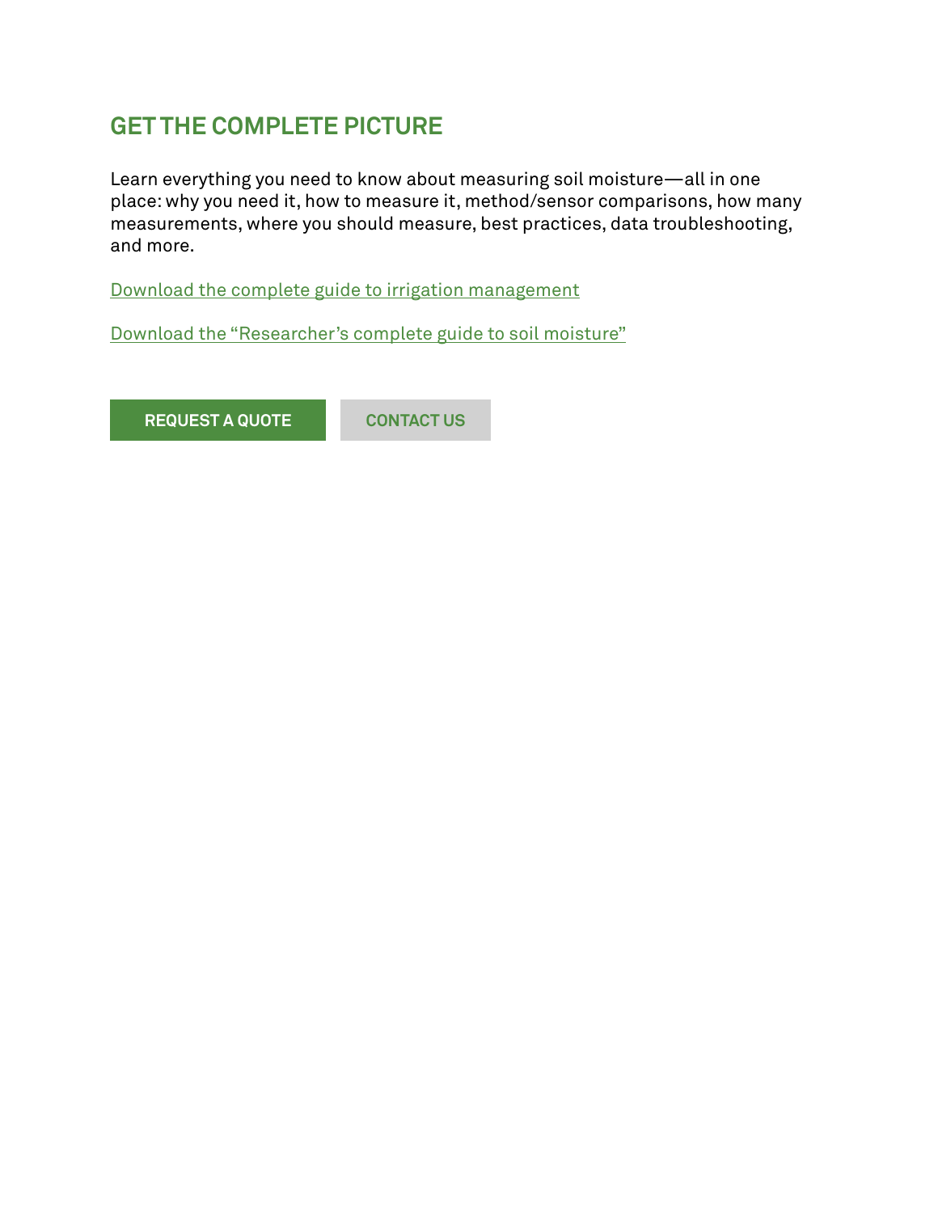## GET THE COMPLETE PICTURE

Learn everything you need to know about measuring soil moisture—all in one place: why you need it, how to measure it, method/sensor comparisons, how many measurements, where you should measure, best practices, data troubleshooting, and more.

Download the complete guide to irrigation management

Download the "Researcher's complete guide to soil moisture"

REQUEST A QUOTE

CONTACT US